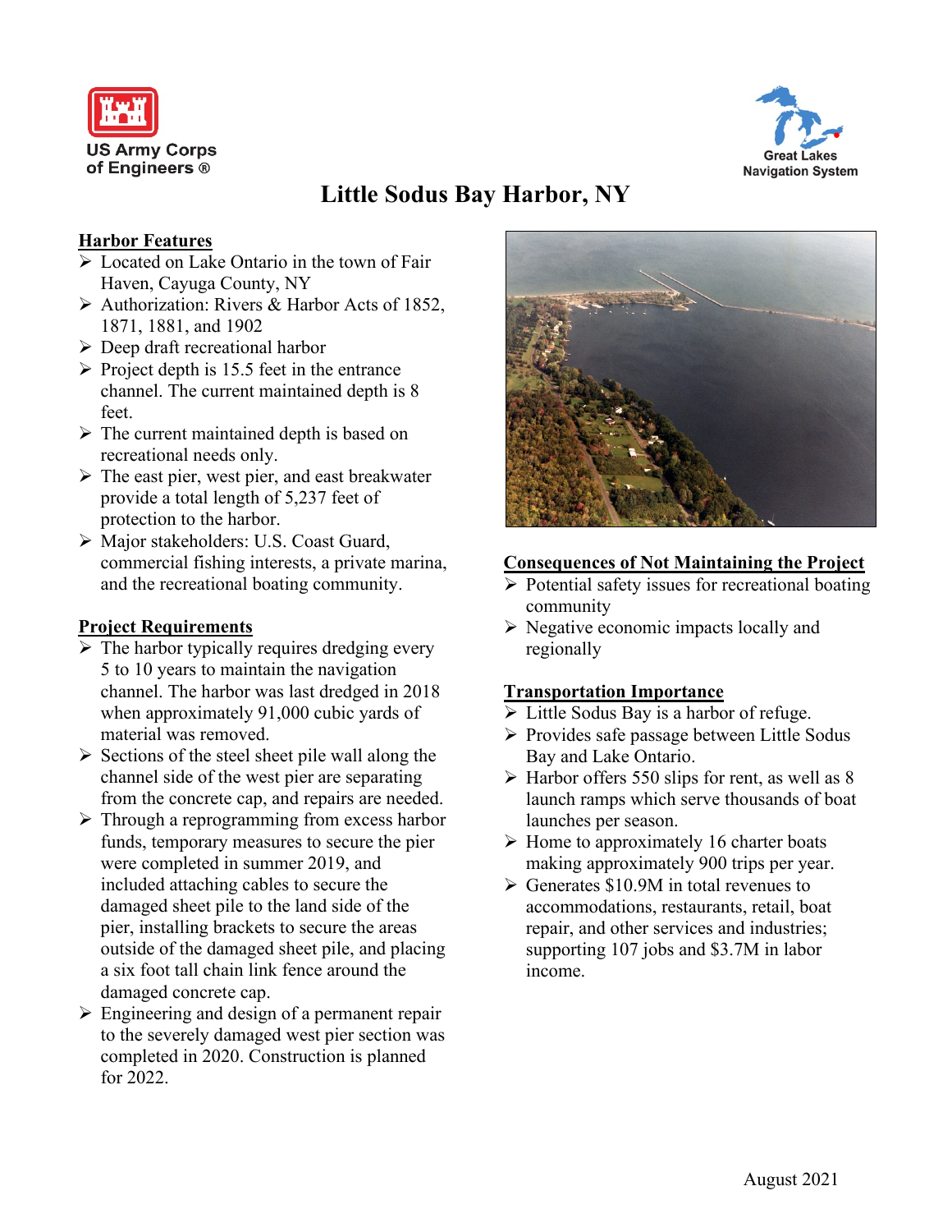US Army Corps of Engineers ®

Great Lakes Navigation System

# Little Sodus Bay Harbor, NY

## Harbor Features

- Located on Lake Ontario in the town of Fair Haven, Cayuga County, NY
- Authorization: Rivers & Harbor Acts of 1852, 1871, 1881, and 1902
- Deep draft recreational harbor
- Project depth is 15.5 feet in the entrance channel. The current maintained depth is 8 feet.
- The current maintained depth is based on recreational needs only.
- The east pier, west pier, and east breakwater provide a total length of 5,237 feet of protection to the harbor.
- Major stakeholders: U.S. Coast Guard, commercial fishing interests, a private marina, and the recreational boating community.

## Project Requirements

- The harbor typically requires dredging every 5 to 10 years to maintain the navigation channel. The harbor was last dredged in 2018 when approximately 91,000 cubic yards of material was removed.
- Sections of the steel sheet pile wall along the channel side of the west pier are separating from the concrete cap, and repairs are needed.
- Through a reprogramming from excess harbor funds, temporary measures to secure the pier were completed in summer 2019, and included attaching cables to secure the damaged sheet pile to the land side of the pier, installing brackets to secure the areas outside of the damaged sheet pile, and placing a six foot tall chain link fence around the damaged concrete cap.
- Engineering and design of a permanent repair to the severely damaged west pier section was completed in 2020. Construction is planned for 2022.

## Consequences of Not Maintaining the Project

- Potential safety issues for recreational boating community
- Negative economic impacts locally and regionally

## Transportation Importance

- Little Sodus Bay is a harbor of refuge.
- Provides safe passage between Little Sodus Bay and Lake Ontario.
- Harbor offers 550 slips for rent, as well as 8 launch ramps which serve thousands of boat launches per season.
- Home to approximately 16 charter boats making approximately 900 trips per year.
- Generates $10.9M in total revenues to accommodations, restaurants, retail, boat repair, and other services and industries; supporting 107 jobs and $3.7M in labor income.

August 2021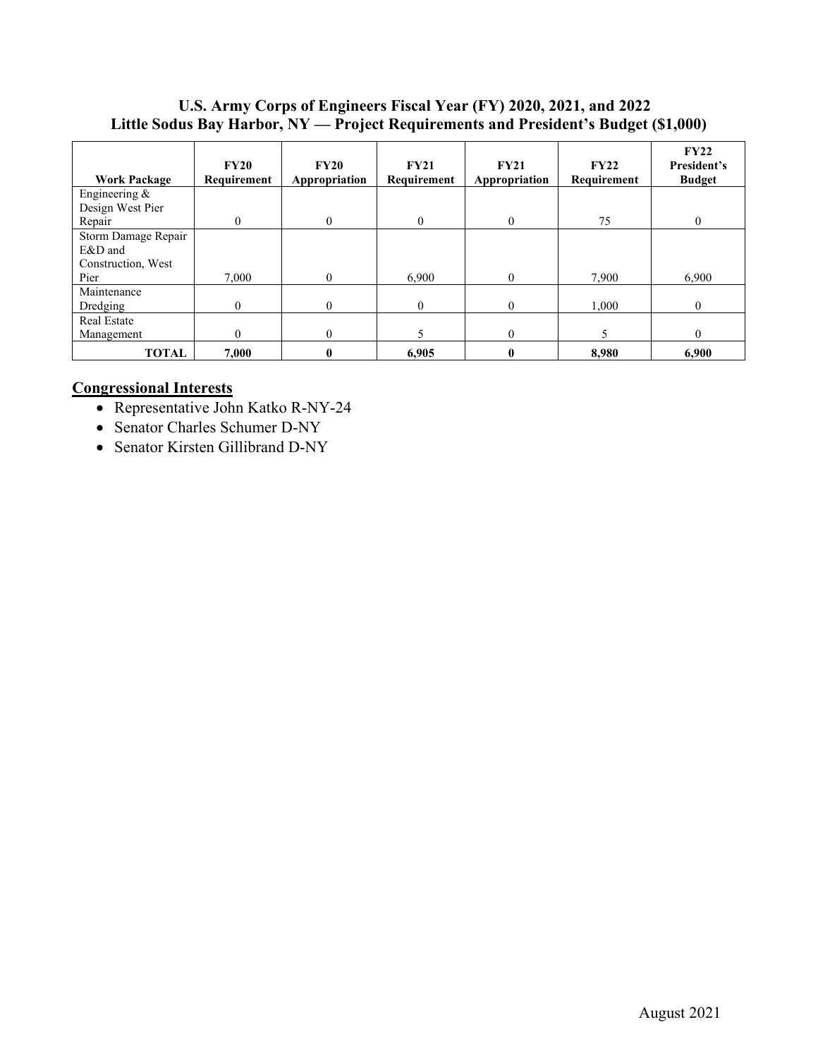# U.S. Army Corps of Engineers Fiscal Year (FY) 2020, 2021, and 2022
# Little Sodus Bay Harbor, NY — Project Requirements and President's Budget ($1,000)

| Work Package | FY20 Requirement | FY20 Appropriation | FY21 Requirement | FY21 Appropriation | FY22 Requirement | FY22 President's Budget |
|---|---|---|---|---|---|---|
| Engineering & Design West Pier Repair | 0 | 0 | 0 | 0 | 75 | 0 |
| Storm Damage Repair E&D and Construction, West Pier | 7,000 | 0 | 6,900 | 0 | 7,900 | 6,900 |
| Maintenance Dredging | 0 | 0 | 0 | 0 | 1,000 | 0 |
| Real Estate Management | 0 | 0 | 5 | 0 | 5 | 0 |
| **TOTAL** | **7,000** | **0** | **6,905** | **0** | **8,980** | **6,900** |

## Congressional Interests

- Representative John Katko R-NY-24
- Senator Charles Schumer D-NY
- Senator Kirsten Gillibrand D-NY

August 2021